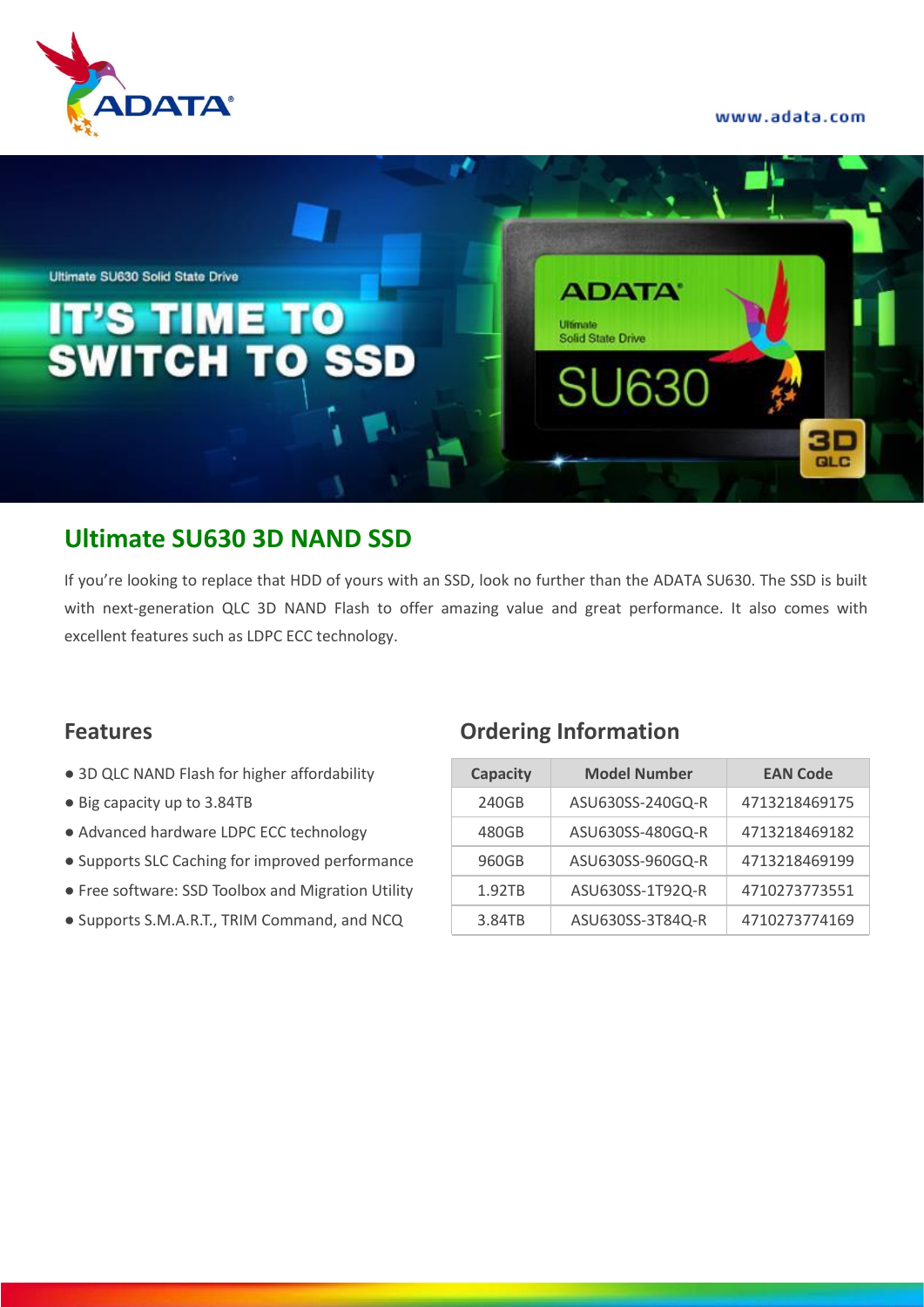Ultimate SU630 Solid State Drive

# IT'S TIME TO SWITCH TO SSD

## Ultimate SU630 3D NAND SSD

If you're looking to replace that HDD of yours with an SSD, look no further than the ADATA SU630. The SSD is built with next-generation QLC 3D NAND Flash to offer amazing value and great performance. It also comes with excellent features such as LDPC ECC technology.

### Features

- 3D QLC NAND Flash for higher affordability
- Big capacity up to 3.84TB
- Advanced hardware LDPC ECC technology
- Supports SLC Caching for improved performance
- Free software: SSD Toolbox and Migration Utility
- Supports S.M.A.R.T., TRIM Command, and NCQ

### Ordering Information

| Capacity | Model Number | EAN Code |
|---|---|---|
| 240GB | ASU630SS-240GQ-R | 4713218469175 |
| 480GB | ASU630SS-480GQ-R | 4713218469182 |
| 960GB | ASU630SS-960GQ-R | 4713218469199 |
| 1.92TB | ASU630SS-1T92Q-R | 4710273773551 |
| 3.84TB | ASU630SS-3T84Q-R | 4710273774169 |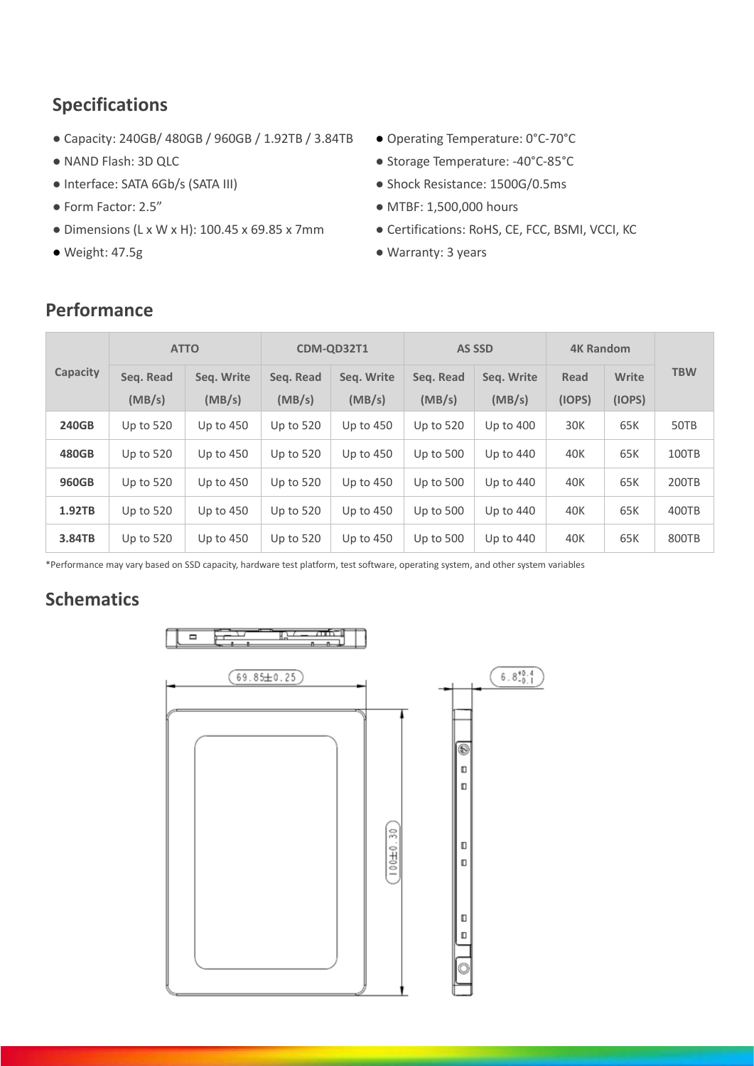## Specifications

- Capacity: 240GB/ 480GB / 960GB / 1.92TB / 3.84TB
- NAND Flash: 3D QLC
- Interface: SATA 6Gb/s (SATA III)
- Form Factor: 2.5”
- Dimensions (L x W x H): 100.45 x 69.85 x 7mm
- Weight: 47.5g
- Operating Temperature: 0°C-70°C
- Storage Temperature: -40°C-85°C
- Shock Resistance: 1500G/0.5ms
- MTBF: 1,500,000 hours
- Certifications: RoHS, CE, FCC, BSMI, VCCI, KC
- Warranty: 3 years

## Performance

| Capacity | ATTO | | CDM-QD32T1 | | AS SSD | | 4K Random | | TBW |
|---|---|---|---|---|---|---|---|---|---|
| | Seq. Read (MB/s) | Seq. Write (MB/s) | Seq. Read (MB/s) | Seq. Write (MB/s) | Seq. Read (MB/s) | Seq. Write (MB/s) | Read (IOPS) | Write (IOPS) | |
| **240GB** | Up to 520 | Up to 450 | Up to 520 | Up to 450 | Up to 520 | Up to 400 | 30K | 65K | 50TB |
| **480GB** | Up to 520 | Up to 450 | Up to 520 | Up to 450 | Up to 500 | Up to 440 | 40K | 65K | 100TB |
| **960GB** | Up to 520 | Up to 450 | Up to 520 | Up to 450 | Up to 500 | Up to 440 | 40K | 65K | 200TB |
| **1.92TB** | Up to 520 | Up to 450 | Up to 520 | Up to 450 | Up to 500 | Up to 440 | 40K | 65K | 400TB |
| **3.84TB** | Up to 520 | Up to 450 | Up to 520 | Up to 450 | Up to 500 | Up to 440 | 40K | 65K | 800TB |

*Performance may vary based on SSD capacity, hardware test platform, test software, operating system, and other system variables

## Schematics

69.85±0.25

$6.8^{+0.4}_{-0.1}$

100±0.30